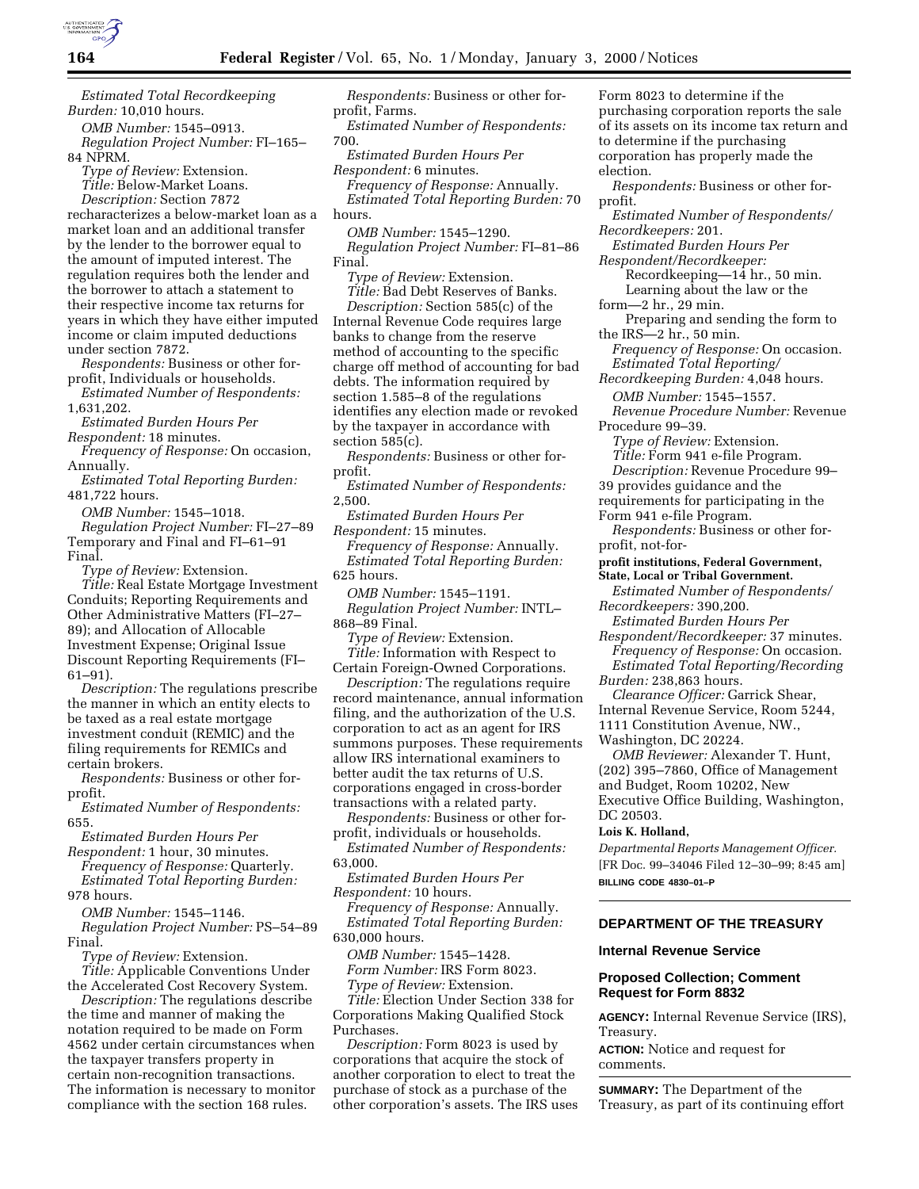*Estimated Total Recordkeeping Burden:* 10,010 hours.

*OMB Number:* 1545–0913.

*Regulation Project Number:* FI–165–84 NPRM.

*Type of Review:* Extension.

*Title:* Below-Market Loans.

*Description:* Section 7872 recharacterizes a below-market loan as a market loan and an additional transfer by the lender to the borrower equal to the amount of imputed interest. The regulation requires both the lender and the borrower to attach a statement to their respective income tax returns for years in which they have either imputed income or claim imputed deductions under section 7872.

*Respondents:* Business or other for-profit, Individuals or households.

*Estimated Number of Respondents:* 1,631,202.

*Estimated Burden Hours Per Respondent:* 18 minutes.

*Frequency of Response:* On occasion, Annually.

*Estimated Total Reporting Burden:* 481,722 hours.

*OMB Number:* 1545–1018.

*Regulation Project Number:* FI–27–89 Temporary and Final and FI–61–91 Final.

*Type of Review:* Extension.

*Title:* Real Estate Mortgage Investment Conduits; Reporting Requirements and Other Administrative Matters (FI–27–89); and Allocation of Allocable Investment Expense; Original Issue Discount Reporting Requirements (FI–61–91).

*Description:* The regulations prescribe the manner in which an entity elects to be taxed as a real estate mortgage investment conduit (REMIC) and the filing requirements for REMICs and certain brokers.

*Respondents:* Business or other for-profit.

*Estimated Number of Respondents:* 655.

*Estimated Burden Hours Per Respondent:* 1 hour, 30 minutes.

*Frequency of Response:* Quarterly.

*Estimated Total Reporting Burden:* 978 hours.

*OMB Number:* 1545–1146.

*Regulation Project Number:* PS–54–89 Final.

*Type of Review:* Extension.

*Title:* Applicable Conventions Under the Accelerated Cost Recovery System.

*Description:* The regulations describe the time and manner of making the notation required to be made on Form 4562 under certain circumstances when the taxpayer transfers property in certain non-recognition transactions. The information is necessary to monitor compliance with the section 168 rules.

*Respondents:* Business or other for-profit, Farms.

*Estimated Number of Respondents:* 700.

*Estimated Burden Hours Per Respondent:* 6 minutes.

*Frequency of Response:* Annually.

*Estimated Total Reporting Burden:* 70 hours.

*OMB Number:* 1545–1290.

*Regulation Project Number:* FI–81–86 Final.

*Type of Review:* Extension.

*Title:* Bad Debt Reserves of Banks.

*Description:* Section 585(c) of the Internal Revenue Code requires large banks to change from the reserve method of accounting to the specific charge off method of accounting for bad debts. The information required by section 1.585–8 of the regulations identifies any election made or revoked by the taxpayer in accordance with section 585(c).

*Respondents:* Business or other for-profit.

*Estimated Number of Respondents:* 2,500.

*Estimated Burden Hours Per Respondent:* 15 minutes.

*Frequency of Response:* Annually.

*Estimated Total Reporting Burden:* 625 hours.

*OMB Number:* 1545–1191.

*Regulation Project Number:* INTL–868–89 Final.

*Type of Review:* Extension.

*Title:* Information with Respect to Certain Foreign-Owned Corporations.

*Description:* The regulations require record maintenance, annual information filing, and the authorization of the U.S. corporation to act as an agent for IRS summons purposes. These requirements allow IRS international examiners to better audit the tax returns of U.S. corporations engaged in cross-border transactions with a related party.

*Respondents:* Business or other for-profit, individuals or households.

*Estimated Number of Respondents:* 63,000.

*Estimated Burden Hours Per Respondent:* 10 hours.

*Frequency of Response:* Annually.

*Estimated Total Reporting Burden:* 630,000 hours.

*OMB Number:* 1545–1428.

*Form Number:* IRS Form 8023.

*Type of Review:* Extension.

*Title:* Election Under Section 338 for Corporations Making Qualified Stock Purchases.

*Description:* Form 8023 is used by corporations that acquire the stock of another corporation to elect to treat the purchase of stock as a purchase of the other corporation's assets. The IRS uses Form 8023 to determine if the purchasing corporation reports the sale of its assets on its income tax return and to determine if the purchasing corporation has properly made the election.

*Respondents:* Business or other for-profit.

*Estimated Number of Respondents/Recordkeepers:* 201.

*Estimated Burden Hours Per Respondent/Recordkeeper:*

Recordkeeping—14 hr., 50 min.

Learning about the law or the form—2 hr., 29 min.

Preparing and sending the form to the IRS—2 hr., 50 min.

*Frequency of Response:* On occasion.

*Estimated Total Reporting/Recordkeeping Burden:* 4,048 hours.

*OMB Number:* 1545–1557.

*Revenue Procedure Number:* Revenue Procedure 99–39.

*Type of Review:* Extension.

*Title:* Form 941 e-file Program.

*Description:* Revenue Procedure 99–39 provides guidance and the requirements for participating in the Form 941 e-file Program.

*Respondents:* Business or other for-profit, not-for-profit institutions, Federal Government, State, Local or Tribal Government.

*Estimated Number of Respondents/Recordkeepers:* 390,200.

*Estimated Burden Hours Per Respondent/Recordkeeper:* 37 minutes.

*Frequency of Response:* On occasion.

*Estimated Total Reporting/Recording Burden:* 238,863 hours.

*Clearance Officer:* Garrick Shear, Internal Revenue Service, Room 5244, 1111 Constitution Avenue, NW., Washington, DC 20224.

*OMB Reviewer:* Alexander T. Hunt, (202) 395–7860, Office of Management and Budget, Room 10202, New Executive Office Building, Washington, DC 20503.

**Lois K. Holland,**

*Departmental Reports Management Officer.*

[FR Doc. 99–34046 Filed 12–30–99; 8:45 am]

**BILLING CODE 4830–01–P**

## DEPARTMENT OF THE TREASURY

### Internal Revenue Service

### Proposed Collection; Comment Request for Form 8832

**AGENCY:** Internal Revenue Service (IRS), Treasury.

**ACTION:** Notice and request for comments.

**SUMMARY:** The Department of the Treasury, as part of its continuing effort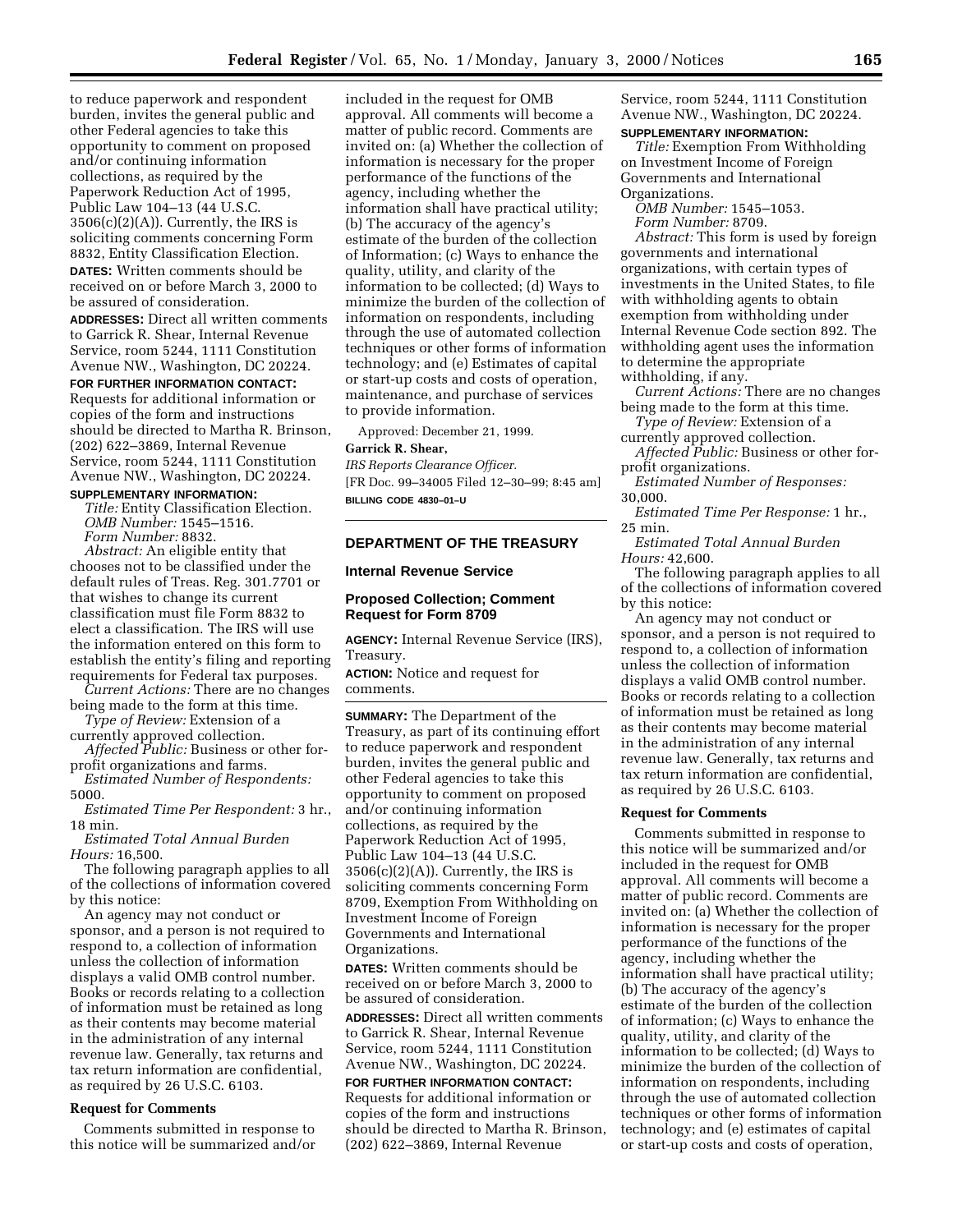to reduce paperwork and respondent burden, invites the general public and other Federal agencies to take this opportunity to comment on proposed and/or continuing information collections, as required by the Paperwork Reduction Act of 1995, Public Law 104–13 (44 U.S.C. 3506(c)(2)(A)). Currently, the IRS is soliciting comments concerning Form 8832, Entity Classification Election.

**DATES:** Written comments should be received on or before March 3, 2000 to be assured of consideration.

**ADDRESSES:** Direct all written comments to Garrick R. Shear, Internal Revenue Service, room 5244, 1111 Constitution Avenue NW., Washington, DC 20224.

**FOR FURTHER INFORMATION CONTACT:** Requests for additional information or copies of the form and instructions should be directed to Martha R. Brinson, (202) 622–3869, Internal Revenue Service, room 5244, 1111 Constitution Avenue NW., Washington, DC 20224.

**SUPPLEMENTARY INFORMATION:**

*Title:* Entity Classification Election.

*OMB Number:* 1545–1516.

*Form Number:* 8832.

*Abstract:* An eligible entity that chooses not to be classified under the default rules of Treas. Reg. 301.7701 or that wishes to change its current classification must file Form 8832 to elect a classification. The IRS will use the information entered on this form to establish the entity's filing and reporting requirements for Federal tax purposes.

*Current Actions:* There are no changes being made to the form at this time.

*Type of Review:* Extension of a currently approved collection.

*Affected Public:* Business or other for-profit organizations and farms.

*Estimated Number of Respondents:* 5000.

*Estimated Time Per Respondent:* 3 hr., 18 min.

*Estimated Total Annual Burden Hours:* 16,500.

The following paragraph applies to all of the collections of information covered by this notice:

An agency may not conduct or sponsor, and a person is not required to respond to, a collection of information unless the collection of information displays a valid OMB control number. Books or records relating to a collection of information must be retained as long as their contents may become material in the administration of any internal revenue law. Generally, tax returns and tax return information are confidential, as required by 26 U.S.C. 6103.

**Request for Comments**

Comments submitted in response to this notice will be summarized and/or included in the request for OMB approval. All comments will become a matter of public record. Comments are invited on: (a) Whether the collection of information is necessary for the proper performance of the functions of the agency, including whether the information shall have practical utility; (b) The accuracy of the agency's estimate of the burden of the collection of Information; (c) Ways to enhance the quality, utility, and clarity of the information to be collected; (d) Ways to minimize the burden of the collection of information on respondents, including through the use of automated collection techniques or other forms of information technology; and (e) Estimates of capital or start-up costs and costs of operation, maintenance, and purchase of services to provide information.

Approved: December 21, 1999.

**Garrick R. Shear,**

*IRS Reports Clearance Officer.*

[FR Doc. 99–34005 Filed 12–30–99; 8:45 am]

**BILLING CODE 4830–01–U**

## DEPARTMENT OF THE TREASURY

### Internal Revenue Service

### Proposed Collection; Comment Request for Form 8709

**AGENCY:** Internal Revenue Service (IRS), Treasury.

**ACTION:** Notice and request for comments.

**SUMMARY:** The Department of the Treasury, as part of its continuing effort to reduce paperwork and respondent burden, invites the general public and other Federal agencies to take this opportunity to comment on proposed and/or continuing information collections, as required by the Paperwork Reduction Act of 1995, Public Law 104–13 (44 U.S.C. 3506(c)(2)(A)). Currently, the IRS is soliciting comments concerning Form 8709, Exemption From Withholding on Investment Income of Foreign Governments and International Organizations.

**DATES:** Written comments should be received on or before March 3, 2000 to be assured of consideration.

**ADDRESSES:** Direct all written comments to Garrick R. Shear, Internal Revenue Service, room 5244, 1111 Constitution Avenue NW., Washington, DC 20224.

**FOR FURTHER INFORMATION CONTACT:** Requests for additional information or copies of the form and instructions should be directed to Martha R. Brinson, (202) 622–3869, Internal Revenue Service, room 5244, 1111 Constitution Avenue NW., Washington, DC 20224.

**SUPPLEMENTARY INFORMATION:**

*Title:* Exemption From Withholding on Investment Income of Foreign Governments and International Organizations.

*OMB Number:* 1545–1053.

*Form Number:* 8709.

*Abstract:* This form is used by foreign governments and international organizations, with certain types of investments in the United States, to file with withholding agents to obtain exemption from withholding under Internal Revenue Code section 892. The withholding agent uses the information to determine the appropriate withholding, if any.

*Current Actions:* There are no changes being made to the form at this time.

*Type of Review:* Extension of a currently approved collection.

*Affected Public:* Business or other for-profit organizations.

*Estimated Number of Responses:* 30,000.

*Estimated Time Per Response:* 1 hr., 25 min.

*Estimated Total Annual Burden Hours:* 42,600.

The following paragraph applies to all of the collections of information covered by this notice:

An agency may not conduct or sponsor, and a person is not required to respond to, a collection of information unless the collection of information displays a valid OMB control number. Books or records relating to a collection of information must be retained as long as their contents may become material in the administration of any internal revenue law. Generally, tax returns and tax return information are confidential, as required by 26 U.S.C. 6103.

**Request for Comments**

Comments submitted in response to this notice will be summarized and/or included in the request for OMB approval. All comments will become a matter of public record. Comments are invited on: (a) Whether the collection of information is necessary for the proper performance of the functions of the agency, including whether the information shall have practical utility; (b) The accuracy of the agency's estimate of the burden of the collection of information; (c) Ways to enhance the quality, utility, and clarity of the information to be collected; (d) Ways to minimize the burden of the collection of information on respondents, including through the use of automated collection techniques or other forms of information technology; and (e) estimates of capital or start-up costs and costs of operation,